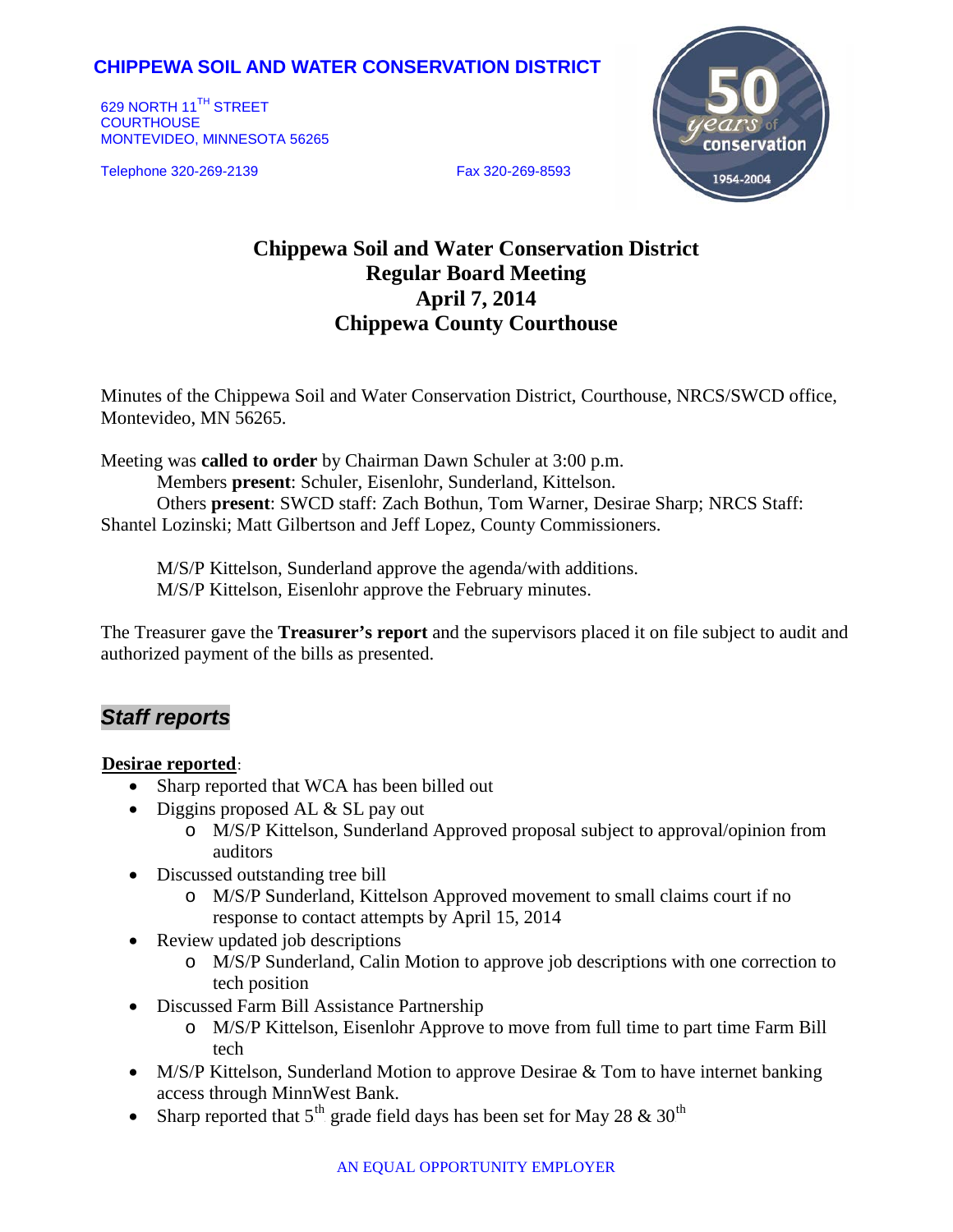**CHIPPEWA SOIL AND WATER CONSERVATION DISTRICT**

629 NORTH 11TH STREET
COURTHOUSE
MONTEVIDEO, MINNESOTA 56265

Telephone 320-269-2139 Fax 320-269-8593

50 years of conservation 1954-2004

# Chippewa Soil and Water Conservation District
## Regular Board Meeting
## April 7, 2014
## Chippewa County Courthouse

Minutes of the Chippewa Soil and Water Conservation District, Courthouse, NRCS/SWCD office, Montevideo, MN 56265.

Meeting was **called to order** by Chairman Dawn Schuler at 3:00 p.m.

Members **present**: Schuler, Eisenlohr, Sunderland, Kittelson.

Others **present**: SWCD staff: Zach Bothun, Tom Warner, Desirae Sharp; NRCS Staff: Shantel Lozinski; Matt Gilbertson and Jeff Lopez, County Commissioners.

M/S/P Kittelson, Sunderland approve the agenda/with additions.

M/S/P Kittelson, Eisenlohr approve the February minutes.

The Treasurer gave the **Treasurer's report** and the supervisors placed it on file subject to audit and authorized payment of the bills as presented.

## ***Staff reports***

**Desirae reported**:

- Sharp reported that WCA has been billed out
- Diggins proposed AL & SL pay out
  - M/S/P Kittelson, Sunderland Approved proposal subject to approval/opinion from auditors
- Discussed outstanding tree bill
  - M/S/P Sunderland, Kittelson Approved movement to small claims court if no response to contact attempts by April 15, 2014
- Review updated job descriptions
  - M/S/P Sunderland, Calin Motion to approve job descriptions with one correction to tech position
- Discussed Farm Bill Assistance Partnership
  - M/S/P Kittelson, Eisenlohr Approve to move from full time to part time Farm Bill tech
- M/S/P Kittelson, Sunderland Motion to approve Desirae & Tom to have internet banking access through MinnWest Bank.
- Sharp reported that 5th grade field days has been set for May 28 & 30th

AN EQUAL OPPORTUNITY EMPLOYER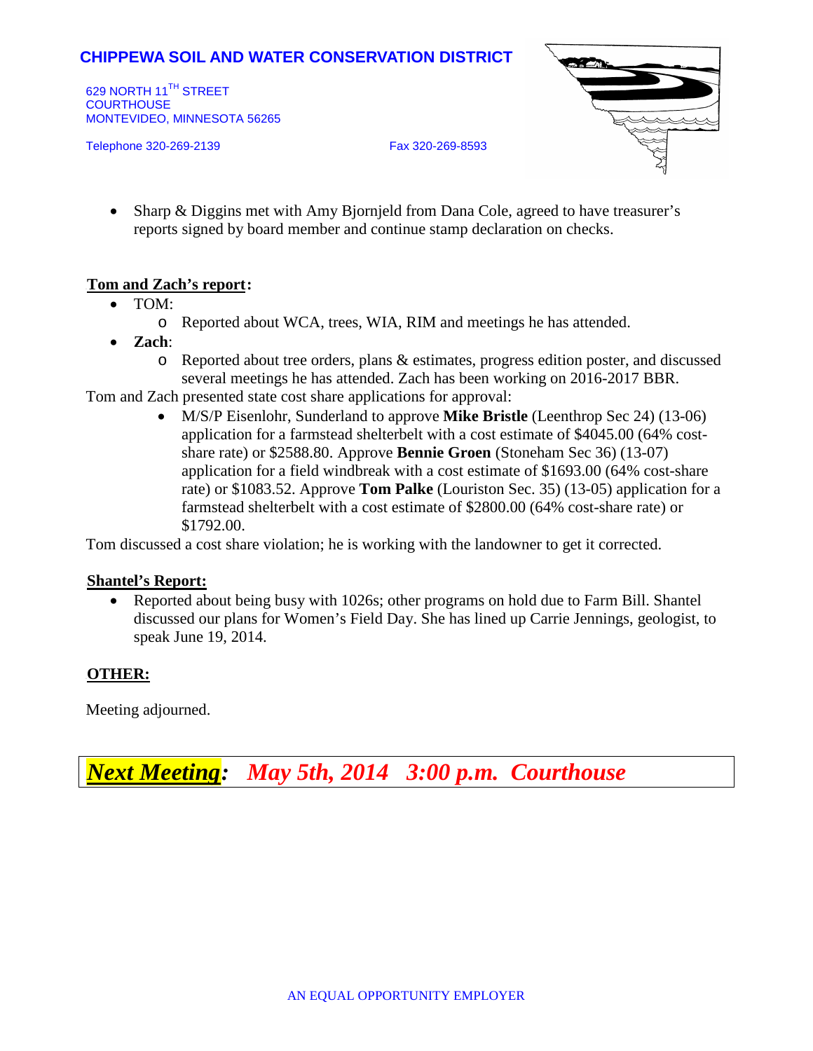**CHIPPEWA SOIL AND WATER CONSERVATION DISTRICT**

629 NORTH 11TH STREET
COURTHOUSE
MONTEVIDEO, MINNESOTA 56265

Telephone 320-269-2139 Fax 320-269-8593

- Sharp & Diggins met with Amy Bjornjeld from Dana Cole, agreed to have treasurer's reports signed by board member and continue stamp declaration on checks.

**Tom and Zach's report:**

- TOM:
  - Reported about WCA, trees, WIA, RIM and meetings he has attended.
- **Zach**:
  - Reported about tree orders, plans & estimates, progress edition poster, and discussed several meetings he has attended. Zach has been working on 2016-2017 BBR.

Tom and Zach presented state cost share applications for approval:

- M/S/P Eisenlohr, Sunderland to approve **Mike Bristle** (Leenthrop Sec 24) (13-06) application for a farmstead shelterbelt with a cost estimate of $4045.00 (64% cost-share rate) or $2588.80. Approve **Bennie Groen** (Stoneham Sec 36) (13-07) application for a field windbreak with a cost estimate of $1693.00 (64% cost-share rate) or $1083.52. Approve **Tom Palke** (Louriston Sec. 35) (13-05) application for a farmstead shelterbelt with a cost estimate of $2800.00 (64% cost-share rate) or $1792.00.

Tom discussed a cost share violation; he is working with the landowner to get it corrected.

**Shantel's Report:**

- Reported about being busy with 1026s; other programs on hold due to Farm Bill. Shantel discussed our plans for Women's Field Day. She has lined up Carrie Jennings, geologist, to speak June 19, 2014.

**OTHER:**

Meeting adjourned.

***Next Meeting*: *May 5th, 2014 3:00 p.m. Courthouse***

AN EQUAL OPPORTUNITY EMPLOYER